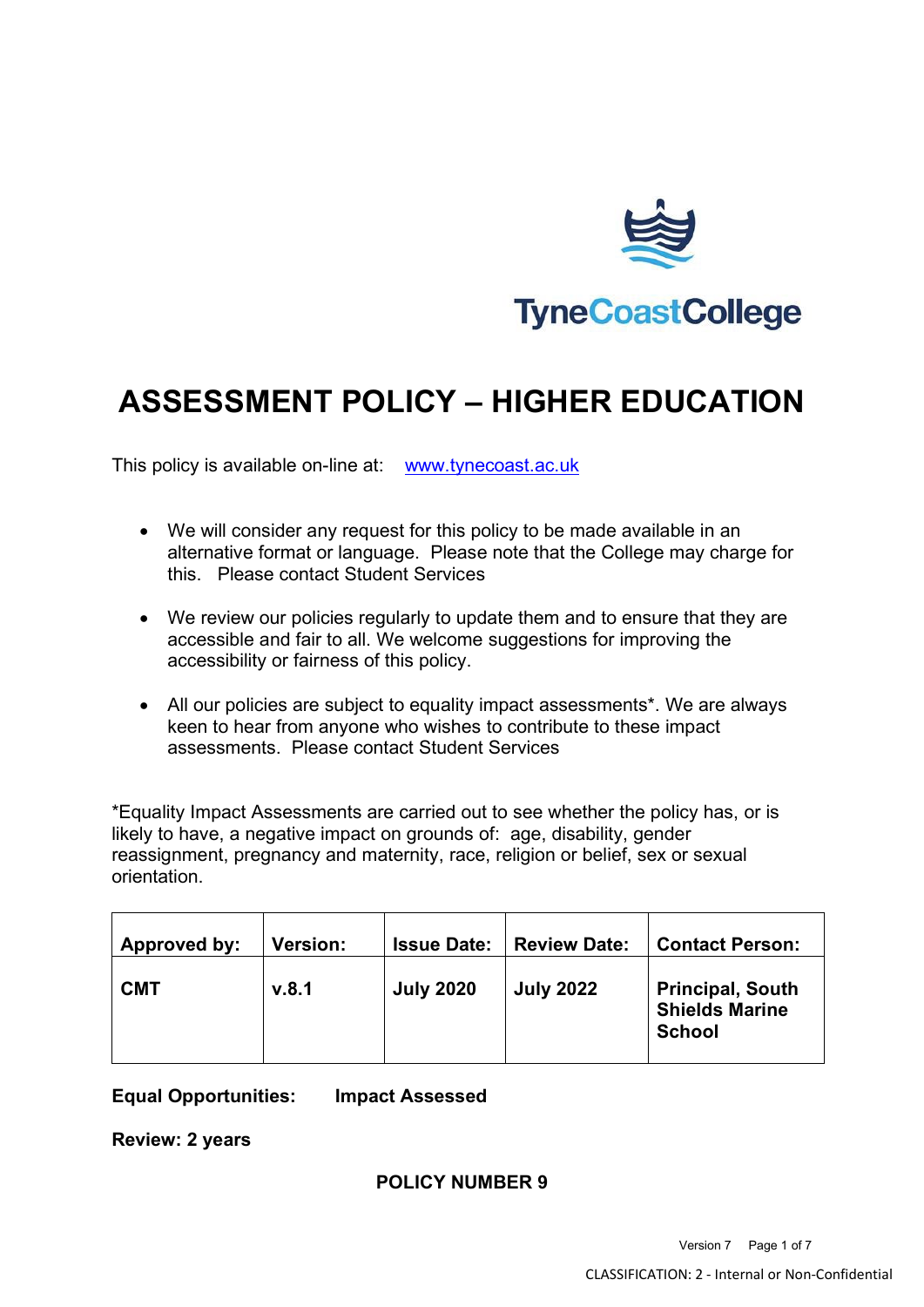TyneCoastCollege

# ASSESSMENT POLICY – HIGHER EDUCATION

This policy is available on-line at: [www.tynecoast.ac.uk](http://www.tynecoast.ac.uk)

- We will consider any request for this policy to be made available in an alternative format or language. Please note that the College may charge for this. Please contact Student Services
- We review our policies regularly to update them and to ensure that they are accessible and fair to all. We welcome suggestions for improving the accessibility or fairness of this policy.
- All our policies are subject to equality impact assessments*. We are always keen to hear from anyone who wishes to contribute to these impact assessments. Please contact Student Services

*Equality Impact Assessments are carried out to see whether the policy has, or is likely to have, a negative impact on grounds of: age, disability, gender reassignment, pregnancy and maternity, race, religion or belief, sex or sexual orientation.

| Approved by: | Version: | Issue Date: | Review Date: | Contact Person: |
|---|---|---|---|---|
| **CMT** | **v.8.1** | **July 2020** | **July 2022** | **Principal, South Shields Marine School** |

**Equal Opportunities:** **Impact Assessed**

**Review: 2 years**

**POLICY NUMBER 9**

CLASSIFICATION: 2 - Internal or Non-Confidential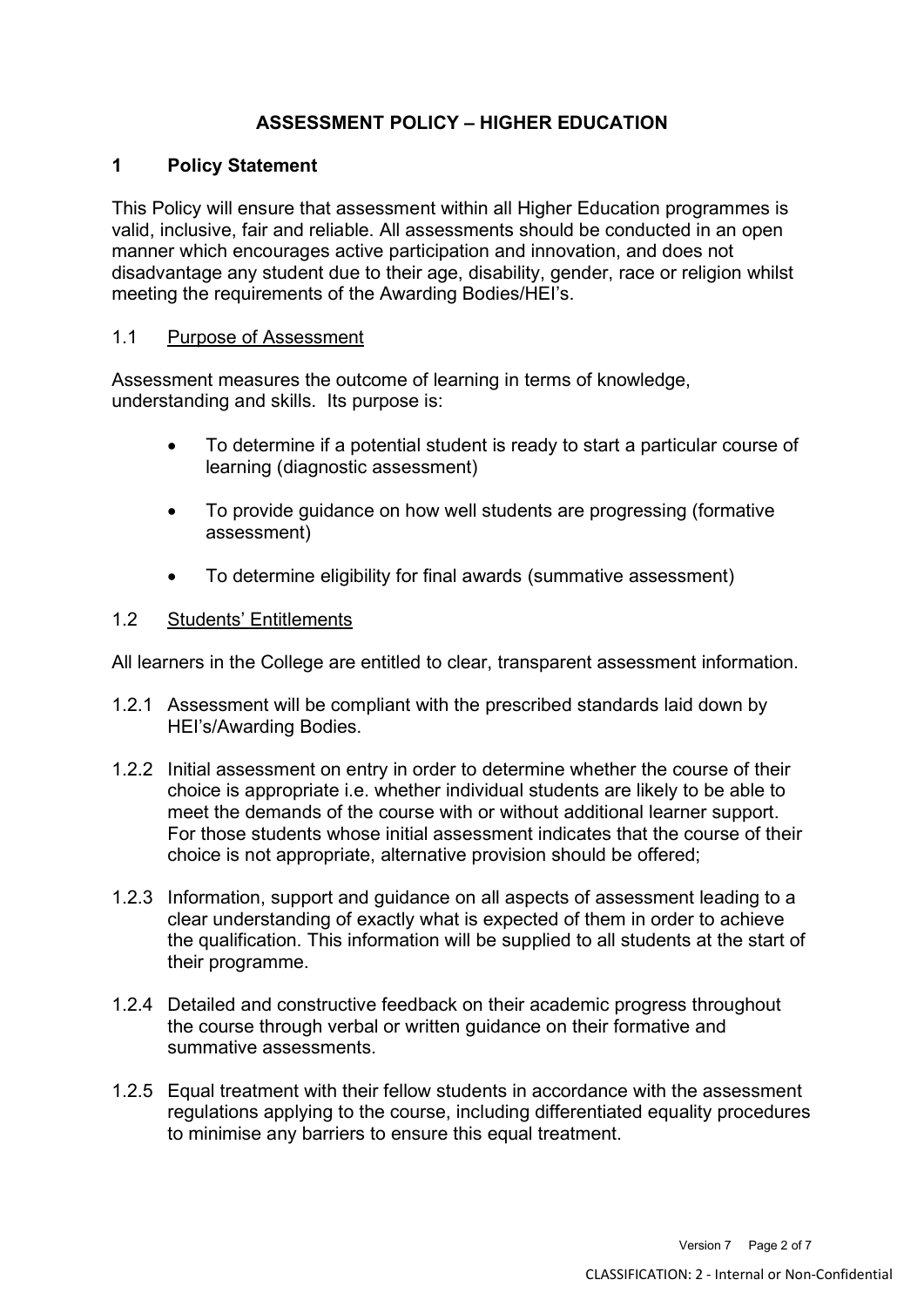# ASSESSMENT POLICY – HIGHER EDUCATION

## 1 Policy Statement

This Policy will ensure that assessment within all Higher Education programmes is valid, inclusive, fair and reliable. All assessments should be conducted in an open manner which encourages active participation and innovation, and does not disadvantage any student due to their age, disability, gender, race or religion whilst meeting the requirements of the Awarding Bodies/HEI's.

### 1.1 Purpose of Assessment

Assessment measures the outcome of learning in terms of knowledge, understanding and skills. Its purpose is:

- To determine if a potential student is ready to start a particular course of learning (diagnostic assessment)
- To provide guidance on how well students are progressing (formative assessment)
- To determine eligibility for final awards (summative assessment)

### 1.2 Students' Entitlements

All learners in the College are entitled to clear, transparent assessment information.

1.2.1 Assessment will be compliant with the prescribed standards laid down by HEI's/Awarding Bodies.

1.2.2 Initial assessment on entry in order to determine whether the course of their choice is appropriate i.e. whether individual students are likely to be able to meet the demands of the course with or without additional learner support. For those students whose initial assessment indicates that the course of their choice is not appropriate, alternative provision should be offered;

1.2.3 Information, support and guidance on all aspects of assessment leading to a clear understanding of exactly what is expected of them in order to achieve the qualification. This information will be supplied to all students at the start of their programme.

1.2.4 Detailed and constructive feedback on their academic progress throughout the course through verbal or written guidance on their formative and summative assessments.

1.2.5 Equal treatment with their fellow students in accordance with the assessment regulations applying to the course, including differentiated equality procedures to minimise any barriers to ensure this equal treatment.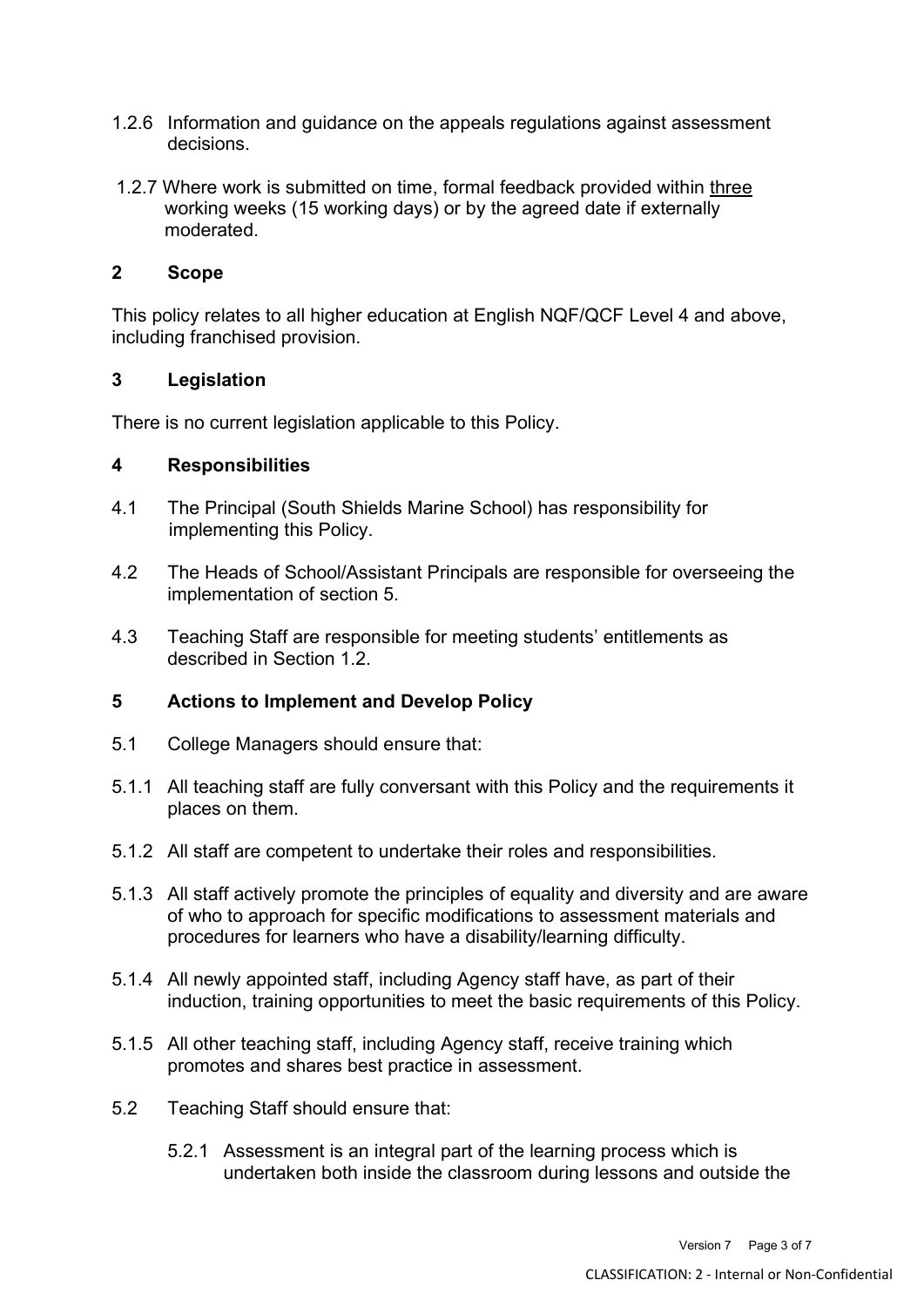1.2.6 Information and guidance on the appeals regulations against assessment decisions.

1.2.7 Where work is submitted on time, formal feedback provided within <u>three</u> working weeks (15 working days) or by the agreed date if externally moderated.

## 2 Scope

This policy relates to all higher education at English NQF/QCF Level 4 and above, including franchised provision.

## 3 Legislation

There is no current legislation applicable to this Policy.

## 4 Responsibilities

4.1 The Principal (South Shields Marine School) has responsibility for implementing this Policy.

4.2 The Heads of School/Assistant Principals are responsible for overseeing the implementation of section 5.

4.3 Teaching Staff are responsible for meeting students' entitlements as described in Section 1.2.

## 5 Actions to Implement and Develop Policy

5.1 College Managers should ensure that:

5.1.1 All teaching staff are fully conversant with this Policy and the requirements it places on them.

5.1.2 All staff are competent to undertake their roles and responsibilities.

5.1.3 All staff actively promote the principles of equality and diversity and are aware of who to approach for specific modifications to assessment materials and procedures for learners who have a disability/learning difficulty.

5.1.4 All newly appointed staff, including Agency staff have, as part of their induction, training opportunities to meet the basic requirements of this Policy.

5.1.5 All other teaching staff, including Agency staff, receive training which promotes and shares best practice in assessment.

5.2 Teaching Staff should ensure that:

5.2.1 Assessment is an integral part of the learning process which is undertaken both inside the classroom during lessons and outside the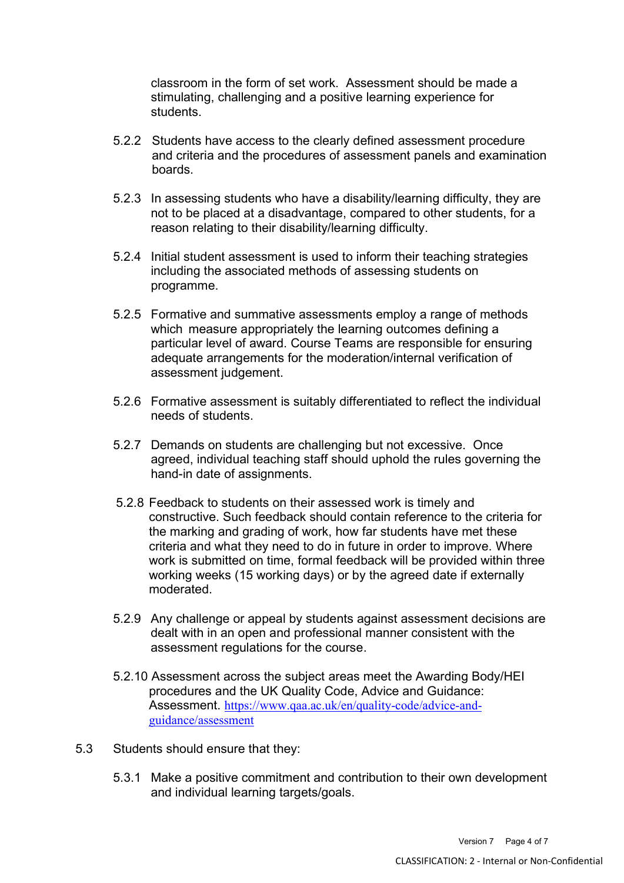classroom in the form of set work. Assessment should be made a stimulating, challenging and a positive learning experience for students.

5.2.2 Students have access to the clearly defined assessment procedure and criteria and the procedures of assessment panels and examination boards.

5.2.3 In assessing students who have a disability/learning difficulty, they are not to be placed at a disadvantage, compared to other students, for a reason relating to their disability/learning difficulty.

5.2.4 Initial student assessment is used to inform their teaching strategies including the associated methods of assessing students on programme.

5.2.5 Formative and summative assessments employ a range of methods which measure appropriately the learning outcomes defining a particular level of award. Course Teams are responsible for ensuring adequate arrangements for the moderation/internal verification of assessment judgement.

5.2.6 Formative assessment is suitably differentiated to reflect the individual needs of students.

5.2.7 Demands on students are challenging but not excessive. Once agreed, individual teaching staff should uphold the rules governing the hand-in date of assignments.

5.2.8 Feedback to students on their assessed work is timely and constructive. Such feedback should contain reference to the criteria for the marking and grading of work, how far students have met these criteria and what they need to do in future in order to improve. Where work is submitted on time, formal feedback will be provided within three working weeks (15 working days) or by the agreed date if externally moderated.

5.2.9 Any challenge or appeal by students against assessment decisions are dealt with in an open and professional manner consistent with the assessment regulations for the course.

5.2.10 Assessment across the subject areas meet the Awarding Body/HEI procedures and the UK Quality Code, Advice and Guidance: Assessment. https://www.qaa.ac.uk/en/quality-code/advice-and-guidance/assessment

5.3 Students should ensure that they:

5.3.1 Make a positive commitment and contribution to their own development and individual learning targets/goals.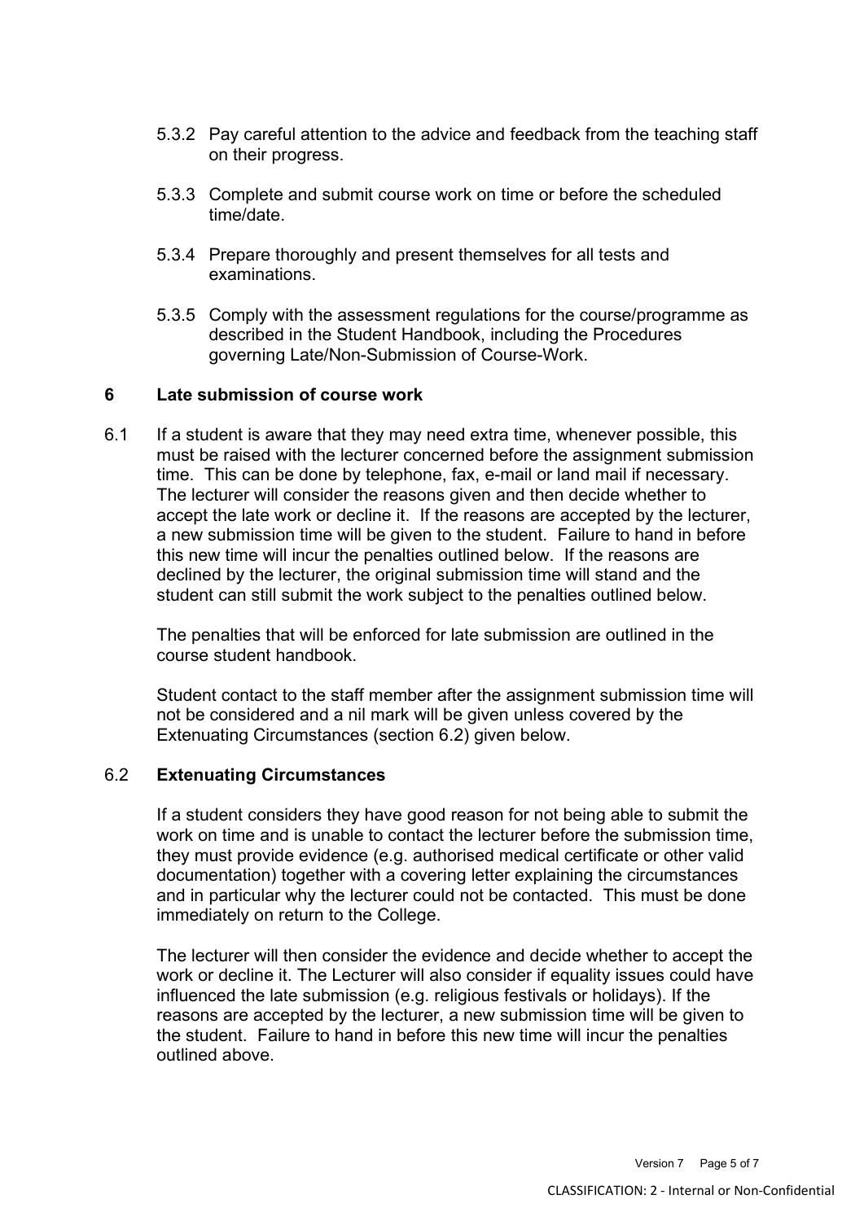5.3.2 Pay careful attention to the advice and feedback from the teaching staff on their progress.

5.3.3 Complete and submit course work on time or before the scheduled time/date.

5.3.4 Prepare thoroughly and present themselves for all tests and examinations.

5.3.5 Comply with the assessment regulations for the course/programme as described in the Student Handbook, including the Procedures governing Late/Non-Submission of Course-Work.

## 6 Late submission of course work

6.1 If a student is aware that they may need extra time, whenever possible, this must be raised with the lecturer concerned before the assignment submission time. This can be done by telephone, fax, e-mail or land mail if necessary. The lecturer will consider the reasons given and then decide whether to accept the late work or decline it. If the reasons are accepted by the lecturer, a new submission time will be given to the student. Failure to hand in before this new time will incur the penalties outlined below. If the reasons are declined by the lecturer, the original submission time will stand and the student can still submit the work subject to the penalties outlined below.

The penalties that will be enforced for late submission are outlined in the course student handbook.

Student contact to the staff member after the assignment submission time will not be considered and a nil mark will be given unless covered by the Extenuating Circumstances (section 6.2) given below.

### 6.2 Extenuating Circumstances

If a student considers they have good reason for not being able to submit the work on time and is unable to contact the lecturer before the submission time, they must provide evidence (e.g. authorised medical certificate or other valid documentation) together with a covering letter explaining the circumstances and in particular why the lecturer could not be contacted. This must be done immediately on return to the College.

The lecturer will then consider the evidence and decide whether to accept the work or decline it. The Lecturer will also consider if equality issues could have influenced the late submission (e.g. religious festivals or holidays). If the reasons are accepted by the lecturer, a new submission time will be given to the student. Failure to hand in before this new time will incur the penalties outlined above.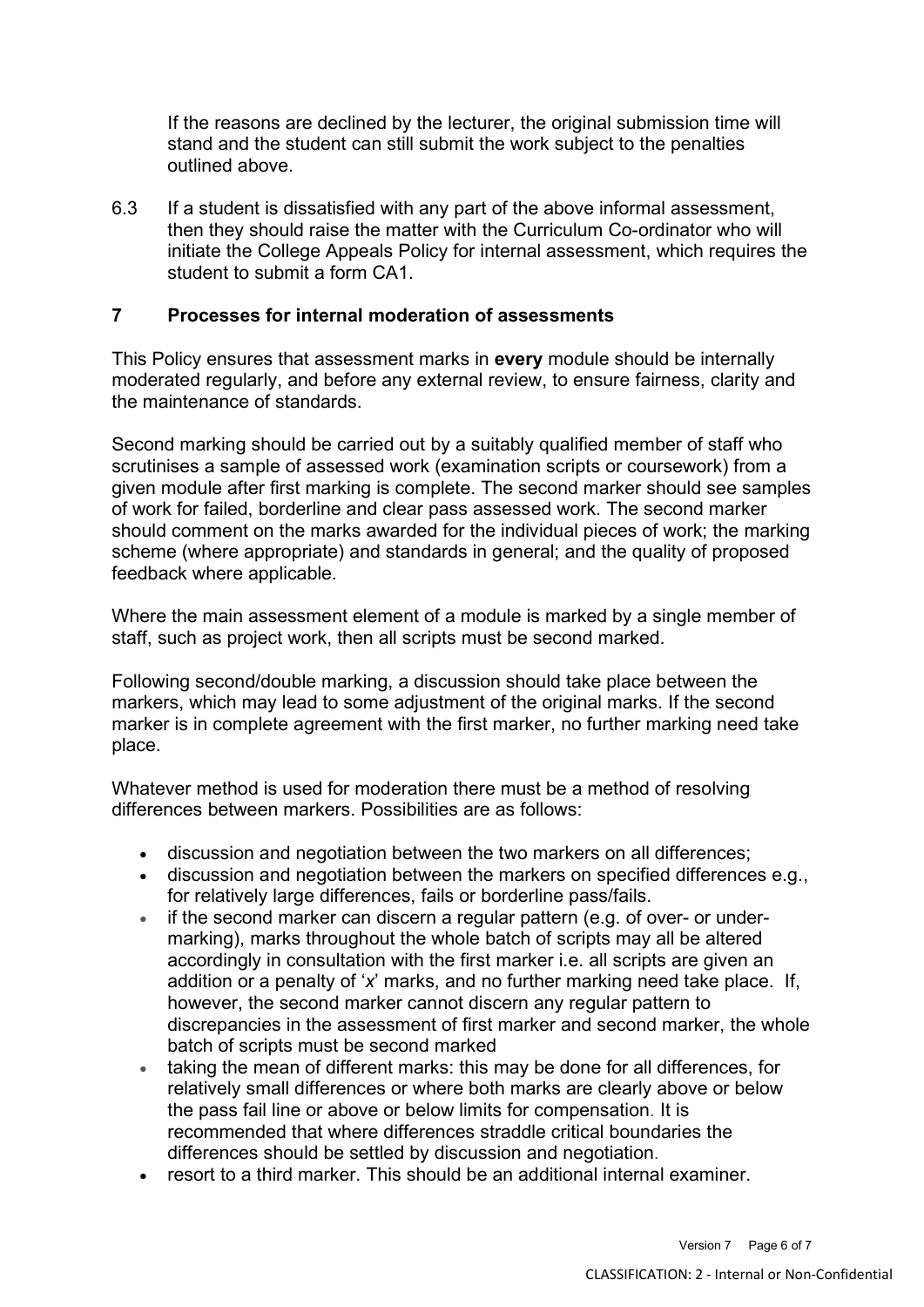If the reasons are declined by the lecturer, the original submission time will stand and the student can still submit the work subject to the penalties outlined above.

6.3 If a student is dissatisfied with any part of the above informal assessment, then they should raise the matter with the Curriculum Co-ordinator who will initiate the College Appeals Policy for internal assessment, which requires the student to submit a form CA1.

## 7 Processes for internal moderation of assessments

This Policy ensures that assessment marks in **every** module should be internally moderated regularly, and before any external review, to ensure fairness, clarity and the maintenance of standards.

Second marking should be carried out by a suitably qualified member of staff who scrutinises a sample of assessed work (examination scripts or coursework) from a given module after first marking is complete. The second marker should see samples of work for failed, borderline and clear pass assessed work. The second marker should comment on the marks awarded for the individual pieces of work; the marking scheme (where appropriate) and standards in general; and the quality of proposed feedback where applicable.

Where the main assessment element of a module is marked by a single member of staff, such as project work, then all scripts must be second marked.

Following second/double marking, a discussion should take place between the markers, which may lead to some adjustment of the original marks. If the second marker is in complete agreement with the first marker, no further marking need take place.

Whatever method is used for moderation there must be a method of resolving differences between markers. Possibilities are as follows:

- discussion and negotiation between the two markers on all differences;
- discussion and negotiation between the markers on specified differences e.g., for relatively large differences, fails or borderline pass/fails.
- if the second marker can discern a regular pattern (e.g. of over- or under-marking), marks throughout the whole batch of scripts may all be altered accordingly in consultation with the first marker i.e. all scripts are given an addition or a penalty of '*x*' marks, and no further marking need take place. If, however, the second marker cannot discern any regular pattern to discrepancies in the assessment of first marker and second marker, the whole batch of scripts must be second marked
- taking the mean of different marks: this may be done for all differences, for relatively small differences or where both marks are clearly above or below the pass fail line or above or below limits for compensation. It is recommended that where differences straddle critical boundaries the differences should be settled by discussion and negotiation.
- resort to a third marker. This should be an additional internal examiner.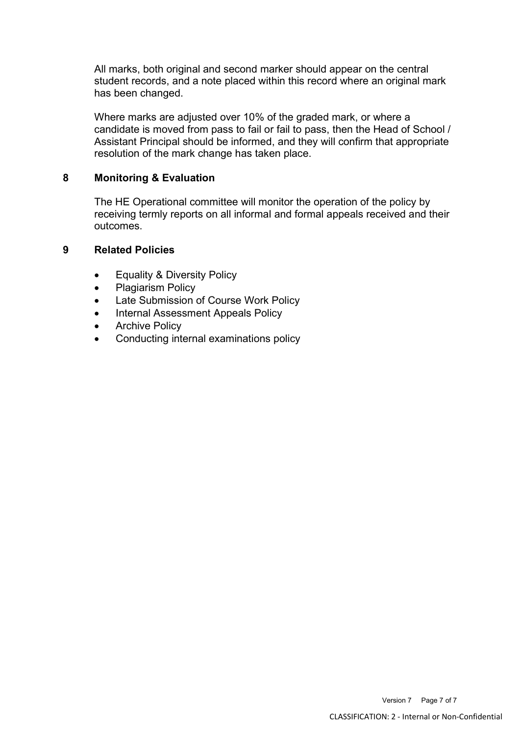All marks, both original and second marker should appear on the central student records, and a note placed within this record where an original mark has been changed.

Where marks are adjusted over 10% of the graded mark, or where a candidate is moved from pass to fail or fail to pass, then the Head of School / Assistant Principal should be informed, and they will confirm that appropriate resolution of the mark change has taken place.

## 8 Monitoring & Evaluation

The HE Operational committee will monitor the operation of the policy by receiving termly reports on all informal and formal appeals received and their outcomes.

## 9 Related Policies

- Equality & Diversity Policy
- Plagiarism Policy
- Late Submission of Course Work Policy
- Internal Assessment Appeals Policy
- Archive Policy
- Conducting internal examinations policy